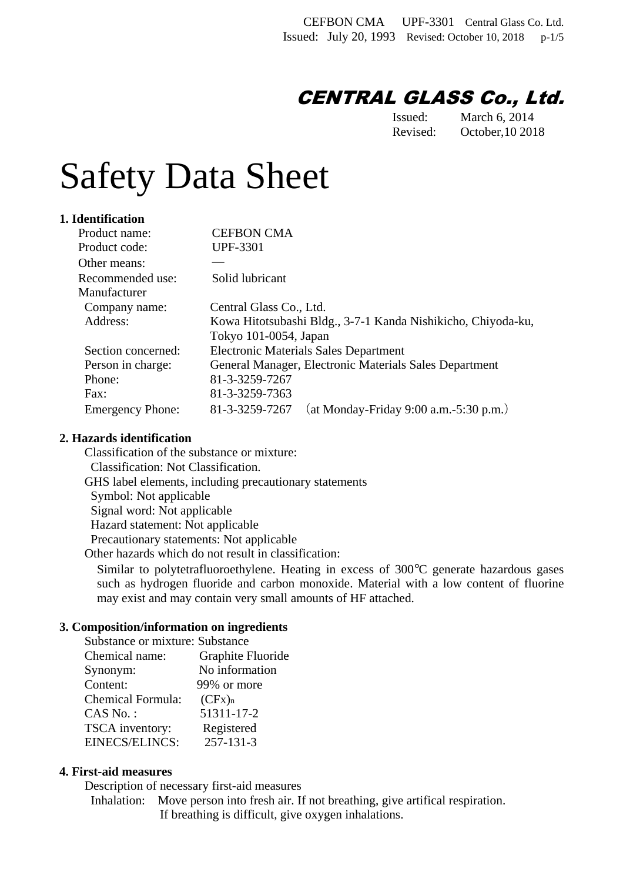**CENTRAL GLASS Co., Ltd.**

Issued: March 6, 2014
Revised: October,10 2018

# Safety Data Sheet

## 1. Identification

Product name: CEFBON CMA
Product code: UPF-3301
Other means: —
Recommended use: Solid lubricant
Manufacturer
Company name: Central Glass Co., Ltd.
Address: Kowa Hitotsubashi Bldg., 3-7-1 Kanda Nishikicho, Chiyoda-ku, Tokyo 101-0054, Japan
Section concerned: Electronic Materials Sales Department
Person in charge: General Manager, Electronic Materials Sales Department
Phone: 81-3-3259-7267
Fax: 81-3-3259-7363
Emergency Phone: 81-3-3259-7267 （at Monday-Friday 9:00 a.m.-5:30 p.m.）

## 2. Hazards identification

Classification of the substance or mixture:
Classification: Not Classification.
GHS label elements, including precautionary statements
Symbol: Not applicable
Signal word: Not applicable
Hazard statement: Not applicable
Precautionary statements: Not applicable
Other hazards which do not result in classification:

Similar to polytetrafluoroethylene. Heating in excess of 300℃ generate hazardous gases such as hydrogen fluoride and carbon monoxide. Material with a low content of fluorine may exist and may contain very small amounts of HF attached.

## 3. Composition/information on ingredients

Substance or mixture: Substance
Chemical name: Graphite Fluoride
Synonym: No information
Content: 99% or more
Chemical Formula: $(CF_X)_n$
CAS No. : 51311-17-2
TSCA inventory: Registered
EINECS/ELINCS: 257-131-3

## 4. First-aid measures

Description of necessary first-aid measures
Inhalation: Move person into fresh air. If not breathing, give artifical respiration. If breathing is difficult, give oxygen inhalations.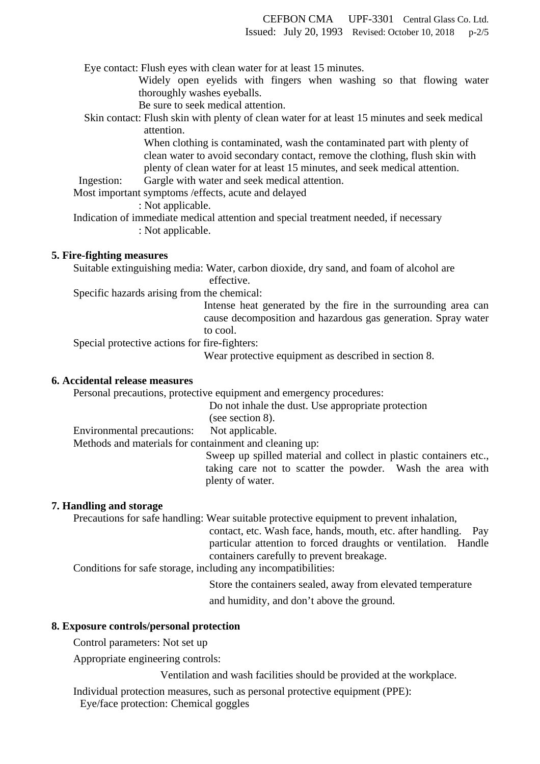Eye contact: Flush eyes with clean water for at least 15 minutes.
Widely open eyelids with fingers when washing so that flowing water thoroughly washes eyeballs.
Be sure to seek medical attention.

Skin contact: Flush skin with plenty of clean water for at least 15 minutes and seek medical attention.
When clothing is contaminated, wash the contaminated part with plenty of clean water to avoid secondary contact, remove the clothing, flush skin with plenty of clean water for at least 15 minutes, and seek medical attention.

Ingestion: Gargle with water and seek medical attention.

Most important symptoms /effects, acute and delayed
: Not applicable.

Indication of immediate medical attention and special treatment needed, if necessary
: Not applicable.

## 5. Fire-fighting measures

Suitable extinguishing media: Water, carbon dioxide, dry sand, and foam of alcohol are effective.

Specific hazards arising from the chemical:
Intense heat generated by the fire in the surrounding area can cause decomposition and hazardous gas generation. Spray water to cool.

Special protective actions for fire-fighters:
Wear protective equipment as described in section 8.

## 6. Accidental release measures

Personal precautions, protective equipment and emergency procedures:
Do not inhale the dust. Use appropriate protection (see section 8).

Environmental precautions: Not applicable.

Methods and materials for containment and cleaning up:
Sweep up spilled material and collect in plastic containers etc., taking care not to scatter the powder. Wash the area with plenty of water.

## 7. Handling and storage

Precautions for safe handling: Wear suitable protective equipment to prevent inhalation, contact, etc. Wash face, hands, mouth, etc. after handling. Pay particular attention to forced draughts or ventilation. Handle containers carefully to prevent breakage.

Conditions for safe storage, including any incompatibilities:
Store the containers sealed, away from elevated temperature and humidity, and don't above the ground.

## 8. Exposure controls/personal protection

Control parameters: Not set up

Appropriate engineering controls:
Ventilation and wash facilities should be provided at the workplace.

Individual protection measures, such as personal protective equipment (PPE):
Eye/face protection: Chemical goggles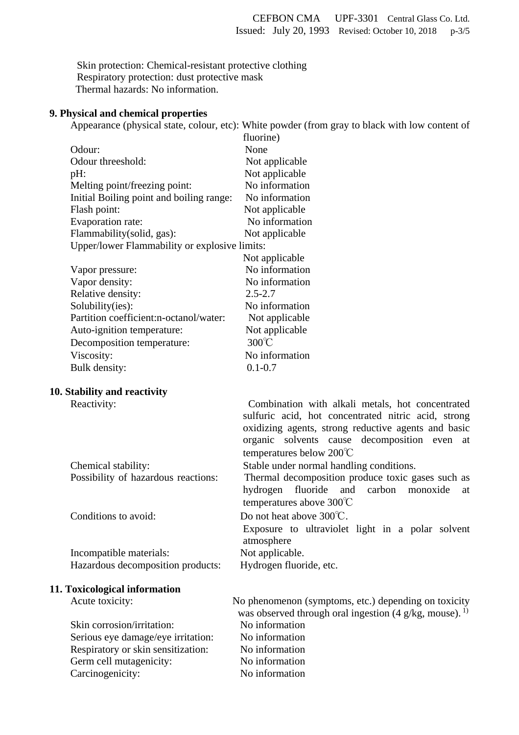Skin protection: Chemical-resistant protective clothing
Respiratory protection: dust protective mask
Thermal hazards: No information.

## 9. Physical and chemical properties

| | |
|---|---|
| Appearance (physical state, colour, etc): | White powder (from gray to black with low content of fluorine) |
| Odour: | None |
| Odour threeshold: | Not applicable |
| pH: | Not applicable |
| Melting point/freezing point: | No information |
| Initial Boiling point and boiling range: | No information |
| Flash point: | Not applicable |
| Evaporation rate: | No information |
| Flammability(solid, gas): | Not applicable |
| Upper/lower Flammability or explosive limits: | Not applicable |
| Vapor pressure: | No information |
| Vapor density: | No information |
| Relative density: | 2.5-2.7 |
| Solubility(ies): | No information |
| Partition coefficient:n-octanol/water: | Not applicable |
| Auto-ignition temperature: | Not applicable |
| Decomposition temperature: | 300℃ |
| Viscosity: | No information |
| Bulk density: | 0.1-0.7 |

## 10. Stability and reactivity

| | |
|---|---|
| Reactivity: | Combination with alkali metals, hot concentrated sulfuric acid, hot concentrated nitric acid, strong oxidizing agents, strong reductive agents and basic organic solvents cause decomposition even at temperatures below 200℃ |
| Chemical stability: | Stable under normal handling conditions. |
| Possibility of hazardous reactions: | Thermal decomposition produce toxic gases such as hydrogen fluoride and carbon monoxide at temperatures above 300℃ |
| Conditions to avoid: | Do not heat above 300℃. Exposure to ultraviolet light in a polar solvent atmosphere |
| Incompatible materials: | Not applicable. |
| Hazardous decomposition products: | Hydrogen fluoride, etc. |

## 11. Toxicological information

| | |
|---|---|
| Acute toxicity: | No phenomenon (symptoms, etc.) depending on toxicity was observed through oral ingestion (4 g/kg, mouse). [1)] |
| Skin corrosion/irritation: | No information |
| Serious eye damage/eye irritation: | No information |
| Respiratory or skin sensitization: | No information |
| Germ cell mutagenicity: | No information |
| Carcinogenicity: | No information |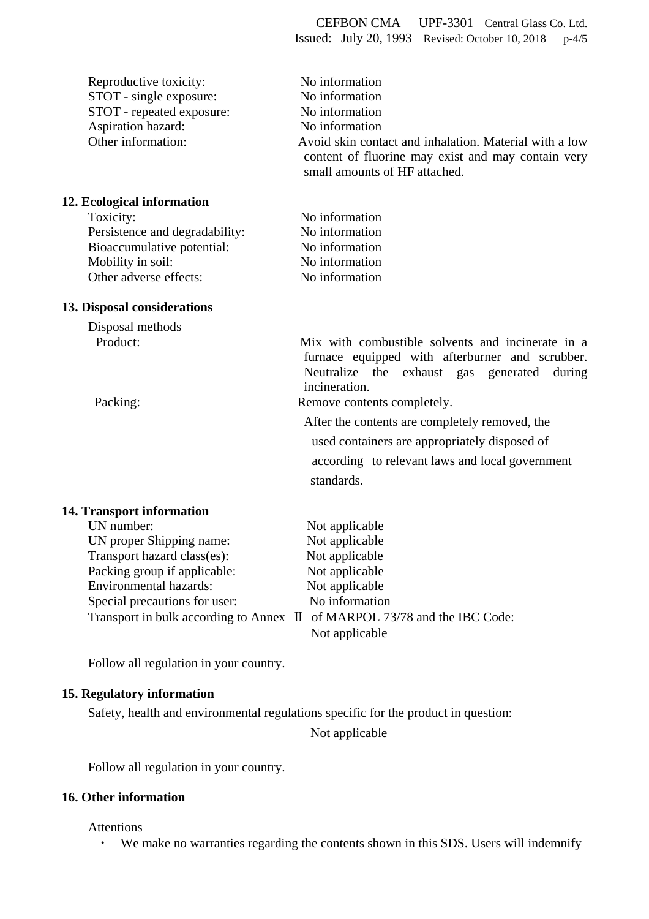| | |
|---|---|
| Reproductive toxicity: | No information |
| STOT - single exposure: | No information |
| STOT - repeated exposure: | No information |
| Aspiration hazard: | No information |
| Other information: | Avoid skin contact and inhalation. Material with a low content of fluorine may exist and may contain very small amounts of HF attached. |

## 12. Ecological information

| | |
|---|---|
| Toxicity: | No information |
| Persistence and degradability: | No information |
| Bioaccumulative potential: | No information |
| Mobility in soil: | No information |
| Other adverse effects: | No information |

## 13. Disposal considerations

Disposal methods

| | |
|---|---|
| Product: | Mix with combustible solvents and incinerate in a furnace equipped with afterburner and scrubber. Neutralize the exhaust gas generated during incineration. |
| Packing: | Remove contents completely. After the contents are completely removed, the used containers are appropriately disposed of according to relevant laws and local government standards. |

## 14. Transport information

| | |
|---|---|
| UN number: | Not applicable |
| UN proper Shipping name: | Not applicable |
| Transport hazard class(es): | Not applicable |
| Packing group if applicable: | Not applicable |
| Environmental hazards: | Not applicable |
| Special precautions for user: | No information |
| Transport in bulk according to Annex Ⅱ of MARPOL 73/78 and the IBC Code: | Not applicable |

Follow all regulation in your country.

## 15. Regulatory information

Safety, health and environmental regulations specific for the product in question:

Not applicable

Follow all regulation in your country.

## 16. Other information

Attentions

- We make no warranties regarding the contents shown in this SDS. Users will indemnify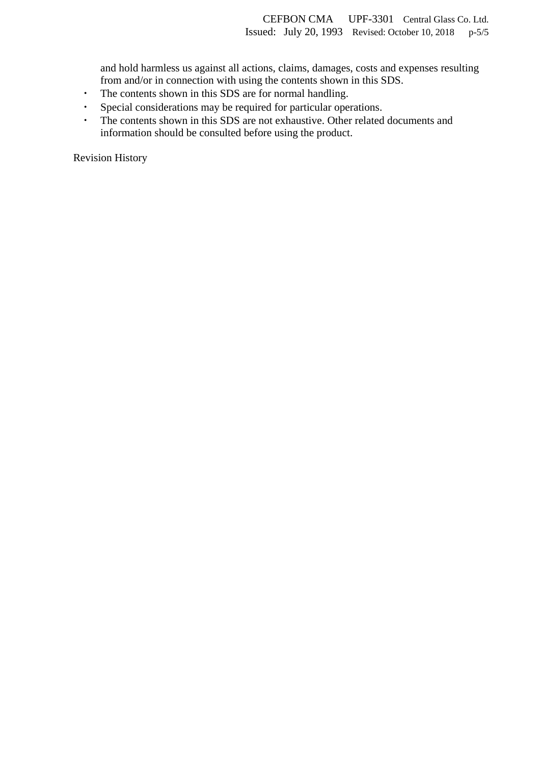and hold harmless us against all actions, claims, damages, costs and expenses resulting from and/or in connection with using the contents shown in this SDS.

- The contents shown in this SDS are for normal handling.
- Special considerations may be required for particular operations.
- The contents shown in this SDS are not exhaustive. Other related documents and information should be consulted before using the product.

Revision History